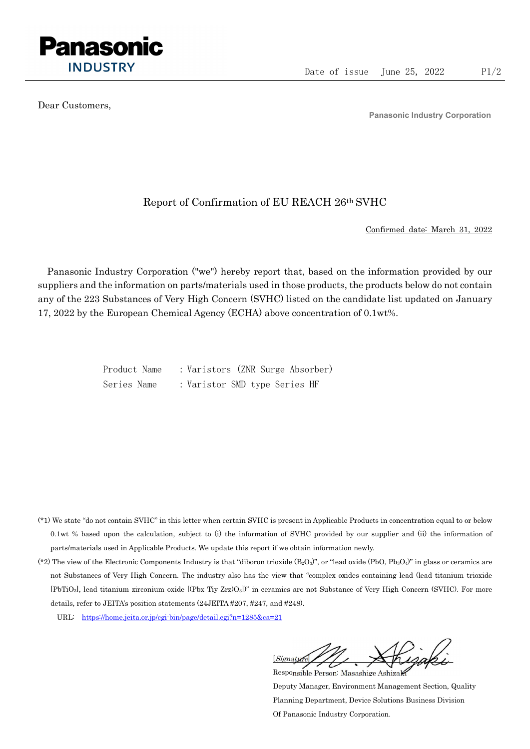**Panasonic**
**INDUSTRY**

Date of issue June 25, 2022

Dear Customers,

**Panasonic Industry Corporation**

# Report of Confirmation of EU REACH 26th SVHC

Confirmed date: March 31, 2022

Panasonic Industry Corporation ("we") hereby report that, based on the information provided by our suppliers and the information on parts/materials used in those products, the products below do not contain any of the 223 Substances of Very High Concern (SVHC) listed on the candidate list updated on January 17, 2022 by the European Chemical Agency (ECHA) above concentration of 0.1wt%.

Product Name : Varistors (ZNR Surge Absorber)
Series Name : Varistor SMD type Series HF

(*1) We state "do not contain SVHC" in this letter when certain SVHC is present in Applicable Products in concentration equal to or below 0.1wt % based upon the calculation, subject to (i) the information of SVHC provided by our supplier and (ii) the information of parts/materials used in Applicable Products. We update this report if we obtain information newly.

(*2) The view of the Electronic Components Industry is that "diboron trioxide ($B_2O_3$)", or "lead oxide ($PbO$, $Pb_3O_4$)" in glass or ceramics are not Substances of Very High Concern. The industry also has the view that "complex oxides containing lead (lead titanium trioxide [$PbTiO_3$], lead titanium zirconium oxide [$(Pbx\ Tiy\ Zrz)O_3$])" in ceramics are not Substance of Very High Concern (SVHC). For more details, refer to JEITA's position statements (24JEITA #207, #247, and #248).

URL: https://home.jeita.or.jp/cgi-bin/page/detail.cgi?n=1285&ca=21

[Signature] M. Ashizaki

Responsible Person: Masashige Ashizaki
Deputy Manager, Environment Management Section, Quality Planning Department, Device Solutions Business Division
Of Panasonic Industry Corporation.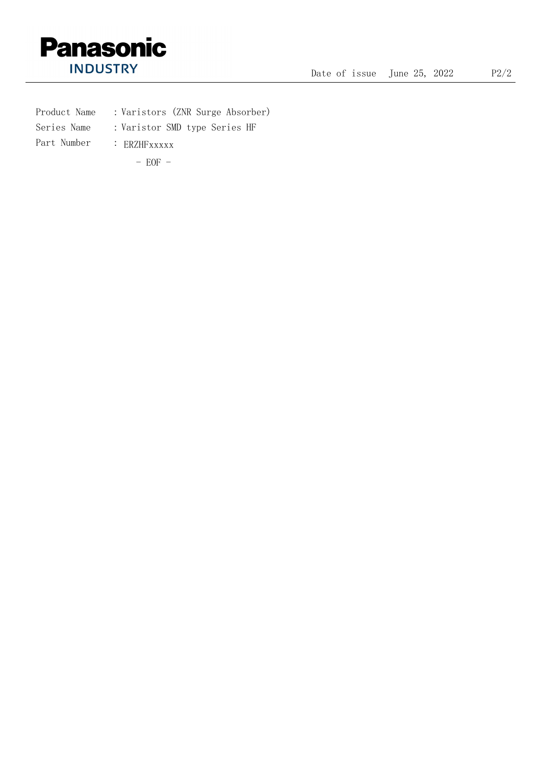Product Name : Varistors (ZNR Surge Absorber)

Series Name : Varistor SMD type Series HF

Part Number : ERZHFxxxxx

- EOF -